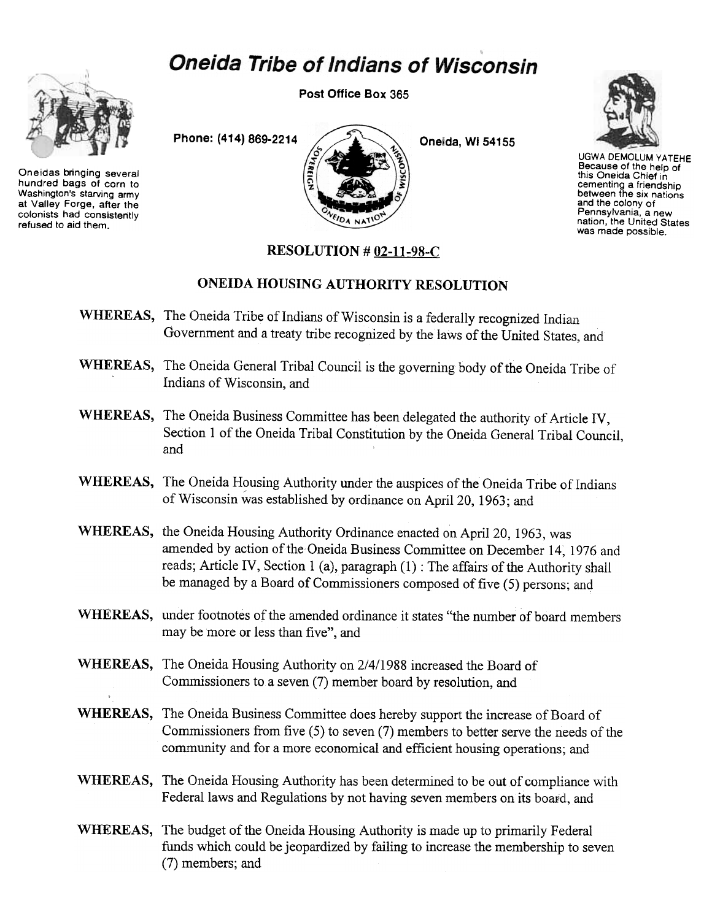# Oneida Tribe of Indians of Wisconsin

Post Office Box 365

Phone: (414) 869-2214

Oneida, Wi 54155

Oneidas bringing several hundred bags of corn to Washington's starving army at Valley Forge, after the colonists had consistently refused to aid them.

UGWA DEMOLUM YATEHE Because of the help of this Oneida Chief in cementing a friendship between the six nations and the colony of Pennsylvania, a new nation, the United States was made possible.

## RESOLUTION # 02-11-98-C

## ONEIDA HOUSING AUTHORITY RESOLUTION

**WHEREAS,** The Oneida Tribe of Indians of Wisconsin is a federally recognized Indian Government and a treaty tribe recognized by the laws of the United States, and

**WHEREAS,** The Oneida General Tribal Council is the governing body of the Oneida Tribe of Indians of Wisconsin, and

**WHEREAS,** The Oneida Business Committee has been delegated the authority of Article IV, Section 1 of the Oneida Tribal Constitution by the Oneida General Tribal Council, and

**WHEREAS,** The Oneida Housing Authority under the auspices of the Oneida Tribe of Indians of Wisconsin was established by ordinance on April 20, 1963; and

**WHEREAS,** the Oneida Housing Authority Ordinance enacted on April 20, 1963, was amended by action of the Oneida Business Committee on December 14, 1976 and reads; Article IV, Section 1 (a), paragraph (1) : The affairs of the Authority shall be managed by a Board of Commissioners composed of five (5) persons; and

**WHEREAS,** under footnotes of the amended ordinance it states "the number of board members may be more or less than five", and

**WHEREAS,** The Oneida Housing Authority on 2/4/1988 increased the Board of Commissioners to a seven (7) member board by resolution, and

**WHEREAS,** The Oneida Business Committee does hereby support the increase of Board of Commissioners from five (5) to seven (7) members to better serve the needs of the community and for a more economical and efficient housing operations; and

**WHEREAS,** The Oneida Housing Authority has been determined to be out of compliance with Federal laws and Regulations by not having seven members on its board, and

**WHEREAS,** The budget of the Oneida Housing Authority is made up to primarily Federal funds which could be jeopardized by failing to increase the membership to seven (7) members; and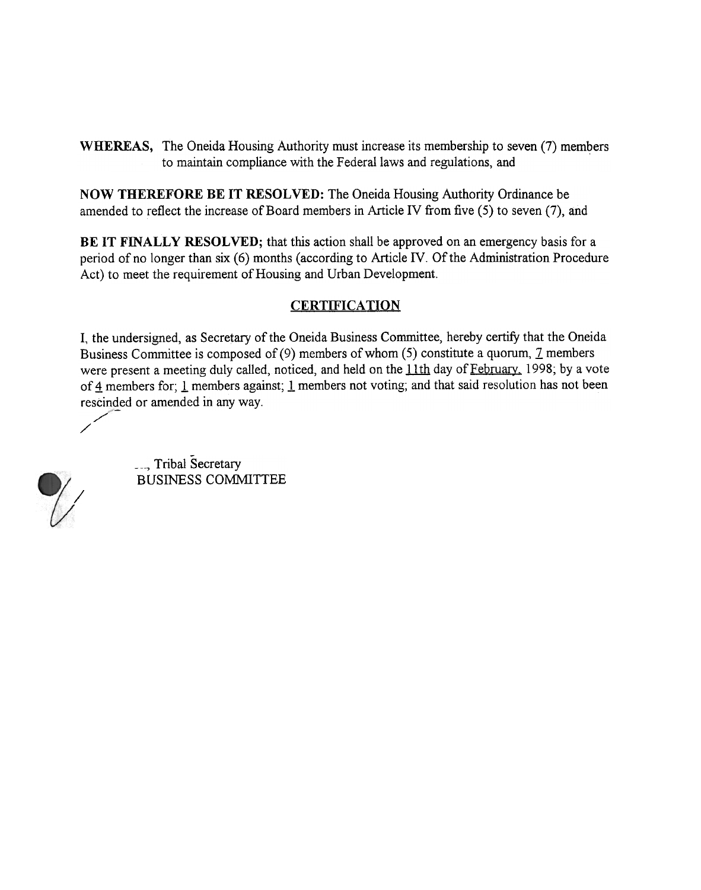**WHEREAS,** The Oneida Housing Authority must increase its membership to seven (7) members to maintain compliance with the Federal laws and regulations, and

**NOW THEREFORE BE IT RESOLVED:** The Oneida Housing Authority Ordinance be amended to reflect the increase of Board members in Article IV from five (5) to seven (7), and

**BE IT FINALLY RESOLVED;** that this action shall be approved on an emergency basis for a period of no longer than six (6) months (according to Article IV. Of the Administration Procedure Act) to meet the requirement of Housing and Urban Development.

## CERTIFICATION

I, the undersigned, as Secretary of the Oneida Business Committee, hereby certify that the Oneida Business Committee is composed of (9) members of whom (5) constitute a quorum, 7 members were present a meeting duly called, noticed, and held on the 11th day of February, 1998; by a vote of 4 members for; 1 members against; 1 members not voting; and that said resolution has not been rescinded or amended in any way.

___, Tribal Secretary
BUSINESS COMMITTEE